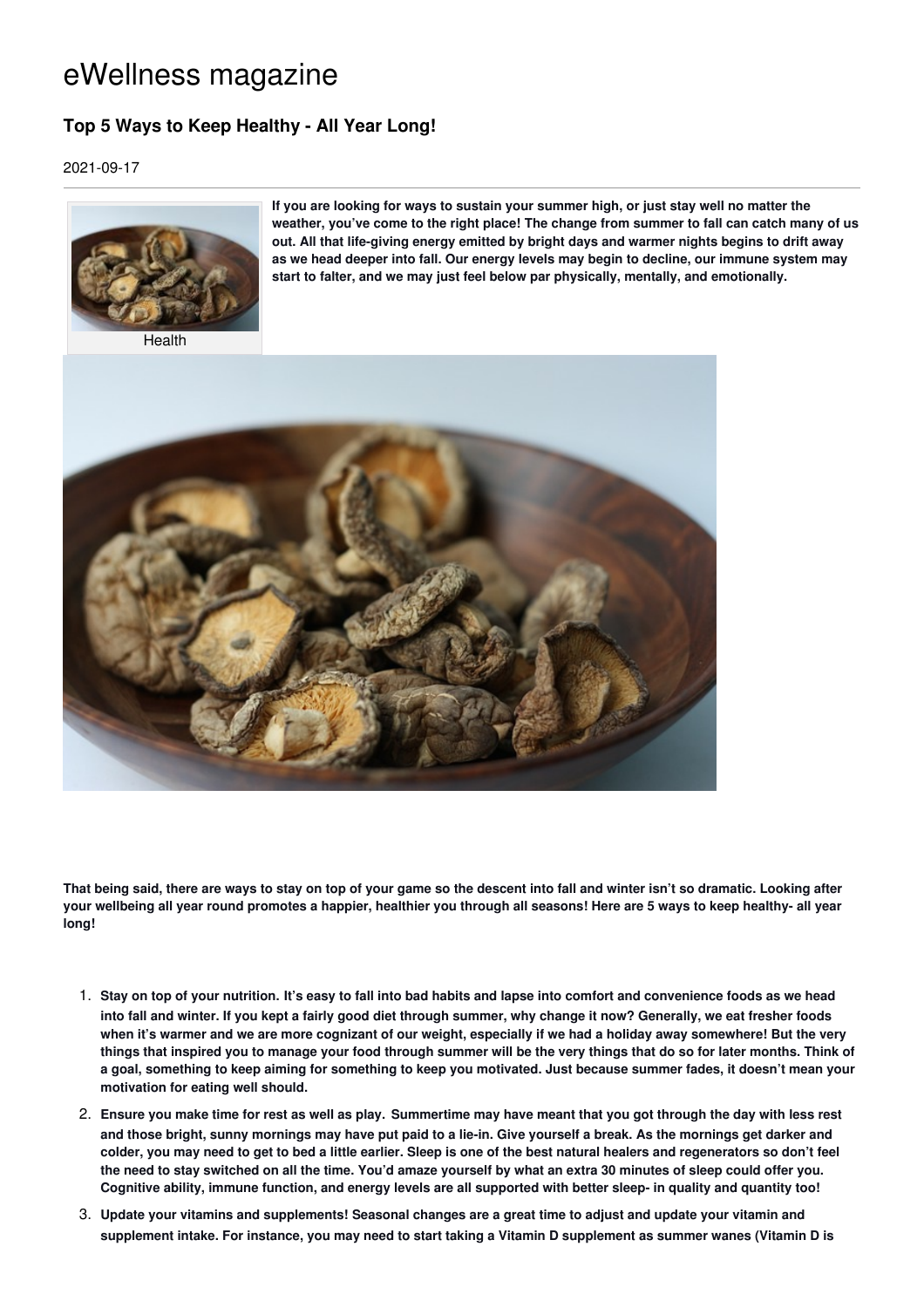# eWellness magazine

## Top 5 Ways to Keep Healthy - All Year Long!

2021-09-17

Health

**If you are looking for ways to sustain your summer high, or just stay well no matter the weather, you've come to the right place! The change from summer to fall can catch many of us out. All that life-giving energy emitted by bright days and warmer nights begins to drift away as we head deeper into fall. Our energy levels may begin to decline, our immune system may start to falter, and we may just feel below par physically, mentally, and emotionally.**

**That being said, there are ways to stay on top of your game so the descent into fall and winter isn't so dramatic. Looking after your wellbeing all year round promotes a happier, healthier you through all seasons! Here are 5 ways to keep healthy- all year long!**

1. **Stay on top of your nutrition. It's easy to fall into bad habits and lapse into comfort and convenience foods as we head into fall and winter. If you kept a fairly good diet through summer, why change it now? Generally, we eat fresher foods when it's warmer and we are more cognizant of our weight, especially if we had a holiday away somewhere! But the very things that inspired you to manage your food through summer will be the very things that do so for later months. Think of a goal, something to keep aiming for something to keep you motivated. Just because summer fades, it doesn't mean your motivation for eating well should.**
2. **Ensure you make time for rest as well as play. Summertime may have meant that you got through the day with less rest and those bright, sunny mornings may have put paid to a lie-in. Give yourself a break. As the mornings get darker and colder, you may need to get to bed a little earlier. Sleep is one of the best natural healers and regenerators so don't feel the need to stay switched on all the time. You'd amaze yourself by what an extra 30 minutes of sleep could offer you. Cognitive ability, immune function, and energy levels are all supported with better sleep- in quality and quantity too!**
3. **Update your vitamins and supplements! Seasonal changes are a great time to adjust and update your vitamin and supplement intake. For instance, you may need to start taking a Vitamin D supplement as summer wanes (Vitamin D is**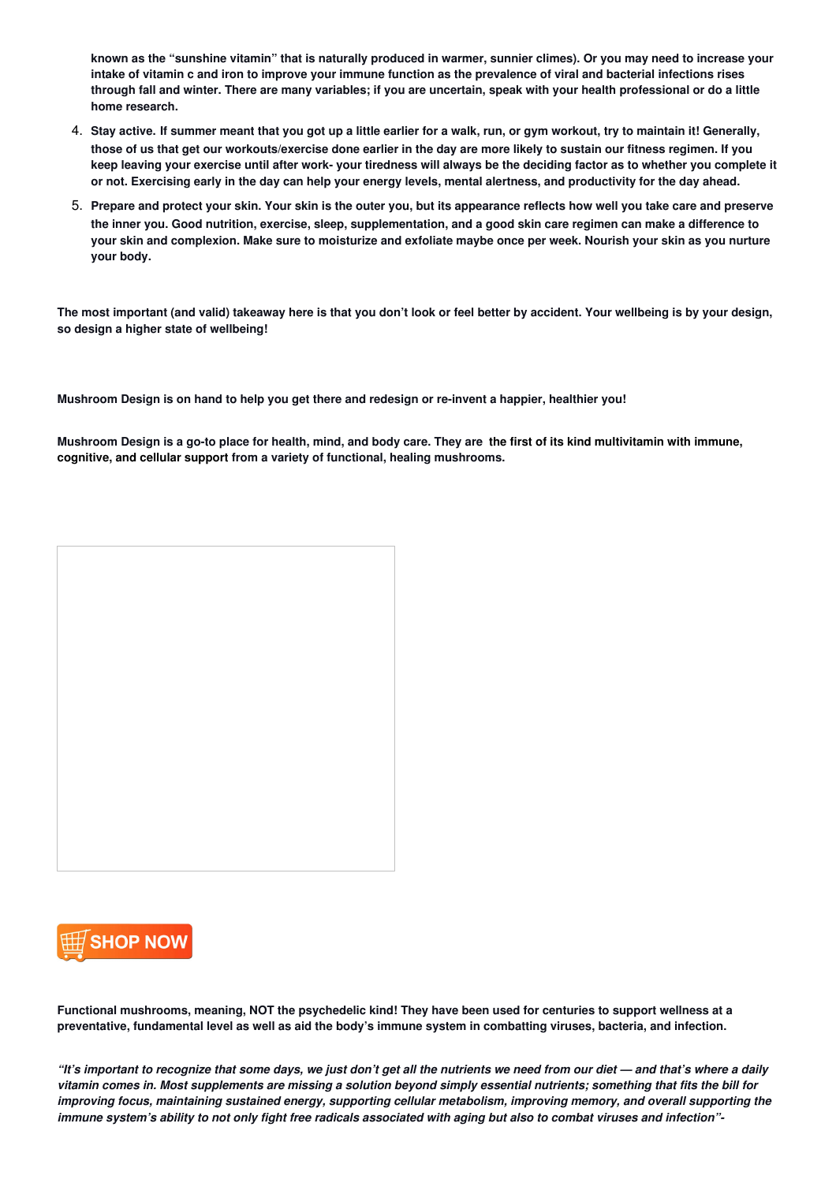known as the "sunshine vitamin" that is naturally produced in warmer, sunnier climes). Or you may need to increase your intake of vitamin c and iron to improve your immune function as the prevalence of viral and bacterial infections rises through fall and winter. There are many variables; if you are uncertain, speak with your health professional or do a little home research.

4. **Stay active.** If summer meant that you got up a little earlier for a walk, run, or gym workout, try to maintain it! Generally, those of us that get our workouts/exercise done earlier in the day are more likely to sustain our fitness regimen. If you keep leaving your exercise until after work- your tiredness will always be the deciding factor as to whether you complete it or not. Exercising early in the day can help your energy levels, mental alertness, and productivity for the day ahead.
5. **Prepare and protect your skin.** Your skin is the outer you, but its appearance reflects how well you take care and preserve the inner you. Good nutrition, exercise, sleep, supplementation, and a good skin care regimen can make a difference to your skin and complexion. Make sure to moisturize and exfoliate maybe once per week. Nourish your skin as you nurture your body.

**The most important (and valid) takeaway here is that you don't look or feel better by accident. Your wellbeing is by your design, so design a higher state of wellbeing!**

**Mushroom Design is on hand to help you get there and redesign or re-invent a happier, healthier you!**

**Mushroom Design is a go-to place for health, mind, and body care. They are the first of its kind multivitamin with immune, cognitive, and cellular support from a variety of functional, healing mushrooms.**

SHOP NOW

**Functional mushrooms, meaning, NOT the psychedelic kind! They have been used for centuries to support wellness at a preventative, fundamental level as well as aid the body's immune system in combatting viruses, bacteria, and infection.**

***"It's important to recognize that some days, we just don't get all the nutrients we need from our diet — and that's where a daily vitamin comes in. Most supplements are missing a solution beyond simply essential nutrients; something that fits the bill for improving focus, maintaining sustained energy, supporting cellular metabolism, improving memory, and overall supporting the immune system's ability to not only fight free radicals associated with aging but also to combat viruses and infection"-***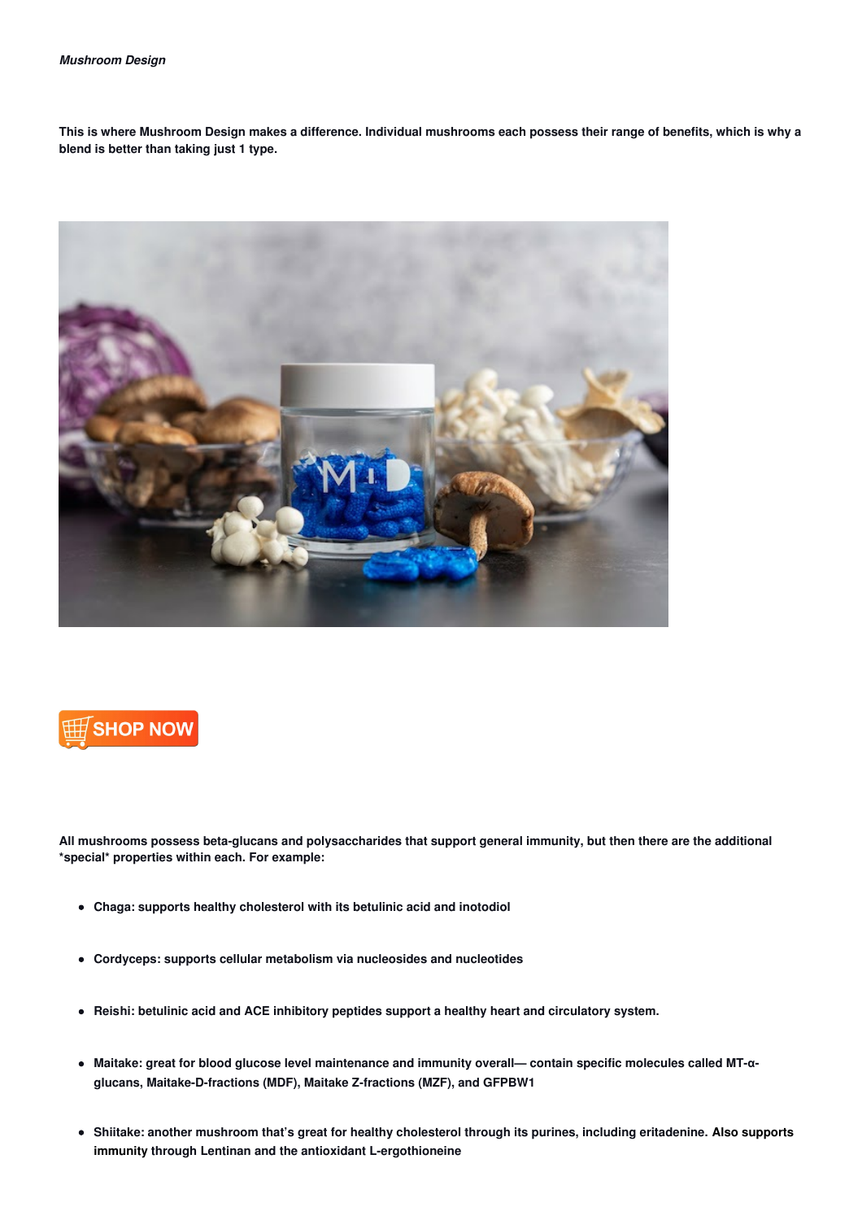***Mushroom Design***

**This is where Mushroom Design makes a difference. Individual mushrooms each possess their range of benefits, which is why a blend is better than taking just 1 type.**

**SHOP NOW**

**All mushrooms possess beta-glucans and polysaccharides that support general immunity, but then there are the additional *special* properties within each. For example:**

- **Chaga: supports healthy cholesterol with its betulinic acid and inotodiol**
- **Cordyceps: supports cellular metabolism via nucleosides and nucleotides**
- **Reishi: betulinic acid and ACE inhibitory peptides support a healthy heart and circulatory system.**
- **Maitake: great for blood glucose level maintenance and immunity overall— contain specific molecules called MT-α-glucans, Maitake-D-fractions (MDF), Maitake Z-fractions (MZF), and GFPBW1**
- **Shiitake: another mushroom that's great for healthy cholesterol through its purines, including eritadenine. Also supports immunity through Lentinan and the antioxidant L-ergothioneine**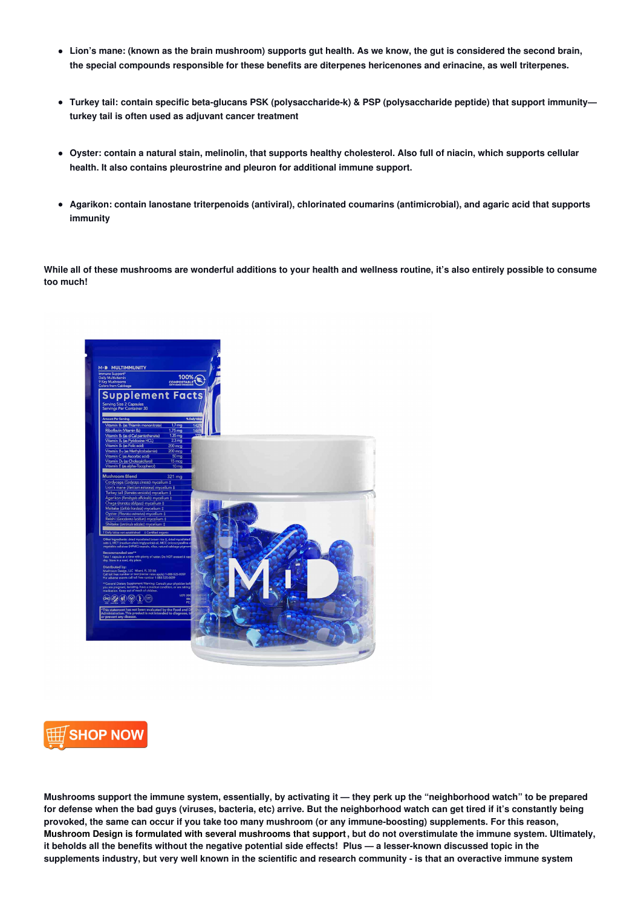- **Lion's mane: (known as the brain mushroom) supports gut health. As we know, the gut is considered the second brain, the special compounds responsible for these benefits are diterpenes hericenones and erinacine, as well triterpenes.**

- **Turkey tail: contain specific beta-glucans PSK (polysaccharide-k) & PSP (polysaccharide peptide) that support immunity—turkey tail is often used as adjuvant cancer treatment**

- **Oyster: contain a natural stain, melinolin, that supports healthy cholesterol. Also full of niacin, which supports cellular health. It also contains pleurostrine and pleuron for additional immune support.**

- **Agarikon: contain lanostane triterpenoids (antiviral), chlorinated coumarins (antimicrobial), and agaric acid that supports immunity**

**While all of these mushrooms are wonderful additions to your health and wellness routine, it's also entirely possible to consume too much!**

SHOP NOW

**Mushrooms support the immune system, essentially, by activating it — they perk up the "neighborhood watch" to be prepared for defense when the bad guys (viruses, bacteria, etc) arrive. But the neighborhood watch can get tired if it's constantly being provoked, the same can occur if you take too many mushroom (or any immune-boosting) supplements. For this reason, Mushroom Design is formulated with several mushrooms that support, but do not overstimulate the immune system. Ultimately, it beholds all the benefits without the negative potential side effects! Plus — a lesser-known discussed topic in the supplements industry, but very well known in the scientific and research community - is that an overactive immune system**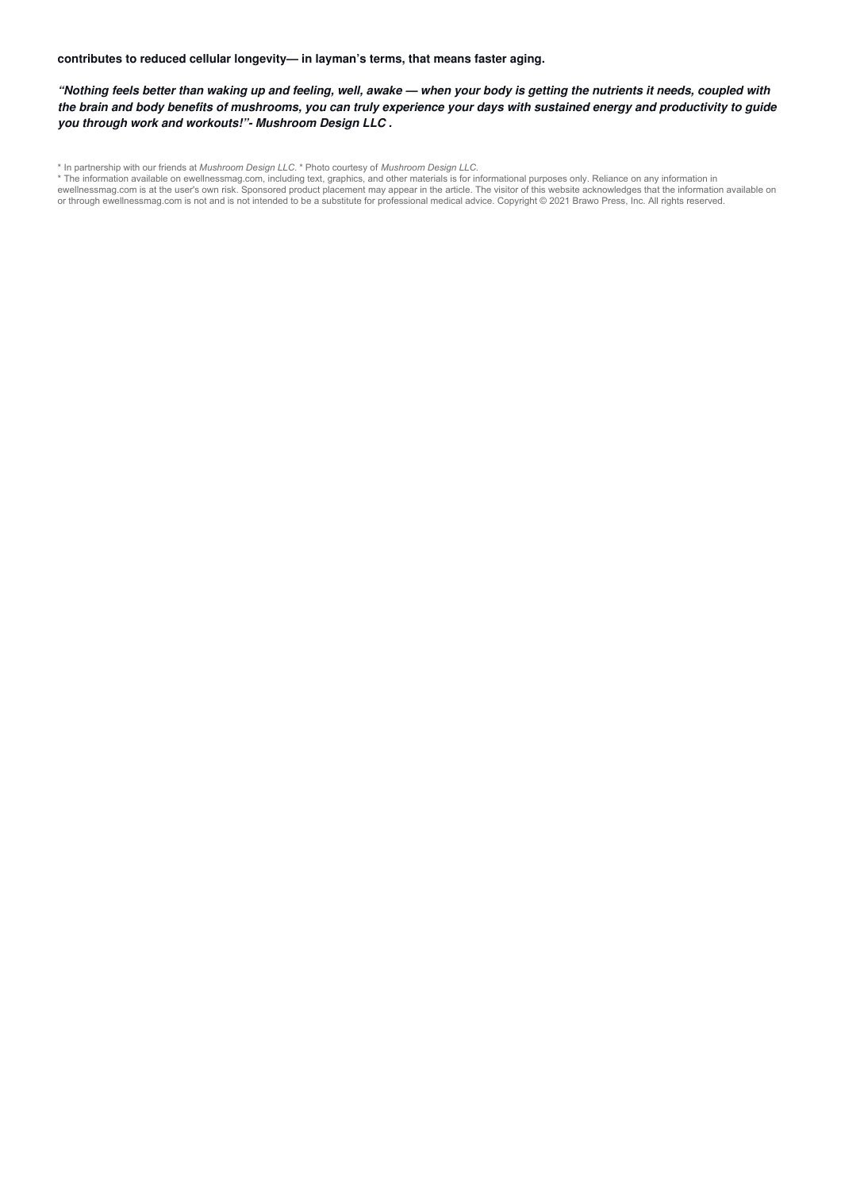**contributes to reduced cellular longevity— in layman's terms, that means faster aging.**

***"Nothing feels better than waking up and feeling, well, awake — when your body is getting the nutrients it needs, coupled with the brain and body benefits of mushrooms, you can truly experience your days with sustained energy and productivity to guide you through work and workouts!"- Mushroom Design LLC .***

* In partnership with our friends at *Mushroom Design LLC*. * Photo courtesy of *Mushroom Design LLC.*

* The information available on ewellnessmag.com, including text, graphics, and other materials is for informational purposes only. Reliance on any information in ewellnessmag.com is at the user's own risk. Sponsored product placement may appear in the article. The visitor of this website acknowledges that the information available on or through ewellnessmag.com is not and is not intended to be a substitute for professional medical advice. Copyright © 2021 Brawo Press, Inc. All rights reserved.